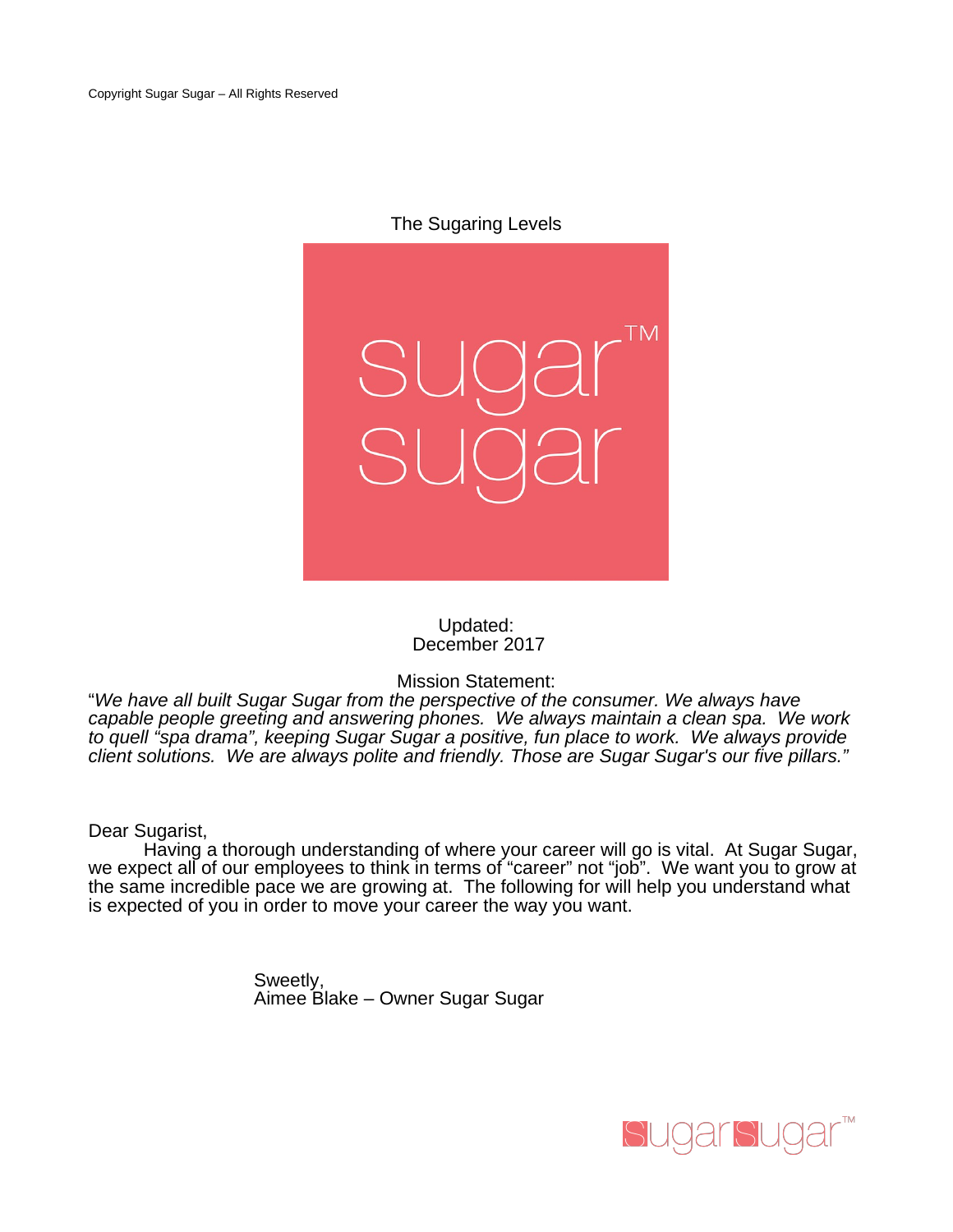Copyright Sugar Sugar – All Rights Reserved

# The Sugaring Levels

sugar™
sugar

Updated:
December 2017

Mission Statement:

"*We have all built Sugar Sugar from the perspective of the consumer. We always have capable people greeting and answering phones. We always maintain a clean spa. We work to quell "spa drama", keeping Sugar Sugar a positive, fun place to work. We always provide client solutions. We are always polite and friendly. Those are Sugar Sugar's our five pillars."*

Dear Sugarist,

Having a thorough understanding of where your career will go is vital. At Sugar Sugar, we expect all of our employees to think in terms of "career" not "job". We want you to grow at the same incredible pace we are growing at. The following for will help you understand what is expected of you in order to move your career the way you want.

Sweetly,
Aimee Blake – Owner Sugar Sugar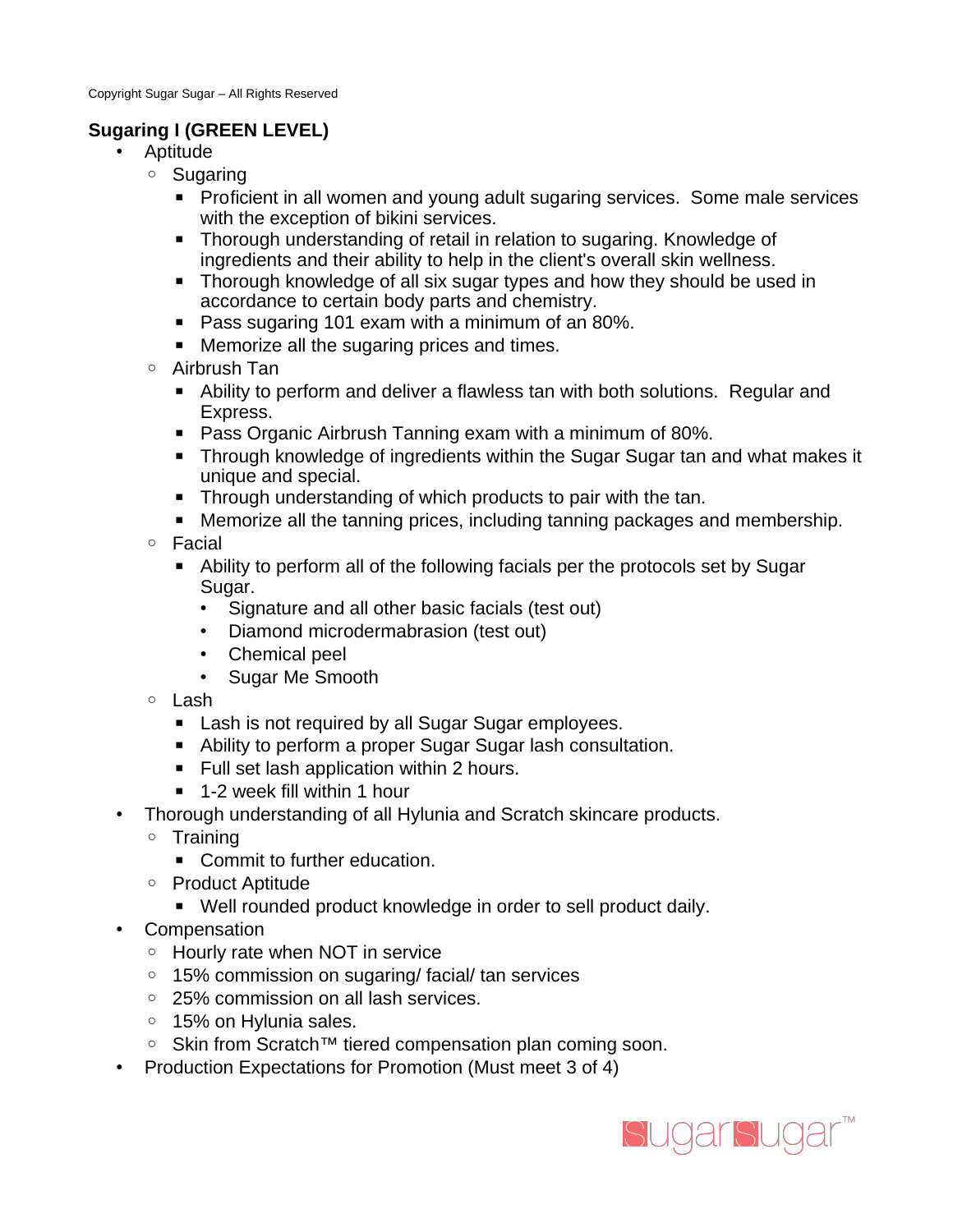Copyright Sugar Sugar – All Rights Reserved

**Sugaring I (GREEN LEVEL)**

- Aptitude
  - Sugaring
    - Proficient in all women and young adult sugaring services. Some male services with the exception of bikini services.
    - Thorough understanding of retail in relation to sugaring. Knowledge of ingredients and their ability to help in the client's overall skin wellness.
    - Thorough knowledge of all six sugar types and how they should be used in accordance to certain body parts and chemistry.
    - Pass sugaring 101 exam with a minimum of an 80%.
    - Memorize all the sugaring prices and times.
  - Airbrush Tan
    - Ability to perform and deliver a flawless tan with both solutions. Regular and Express.
    - Pass Organic Airbrush Tanning exam with a minimum of 80%.
    - Through knowledge of ingredients within the Sugar Sugar tan and what makes it unique and special.
    - Through understanding of which products to pair with the tan.
    - Memorize all the tanning prices, including tanning packages and membership.
  - Facial
    - Ability to perform all of the following facials per the protocols set by Sugar Sugar.
      - Signature and all other basic facials (test out)
      - Diamond microdermabrasion (test out)
      - Chemical peel
      - Sugar Me Smooth
  - Lash
    - Lash is not required by all Sugar Sugar employees.
    - Ability to perform a proper Sugar Sugar lash consultation.
    - Full set lash application within 2 hours.
    - 1-2 week fill within 1 hour
- Thorough understanding of all Hylunia and Scratch skincare products.
  - Training
    - Commit to further education.
  - Product Aptitude
    - Well rounded product knowledge in order to sell product daily.
- Compensation
  - Hourly rate when NOT in service
  - 15% commission on sugaring/ facial/ tan services
  - 25% commission on all lash services.
  - 15% on Hylunia sales.
  - Skin from Scratch™ tiered compensation plan coming soon.
- Production Expectations for Promotion (Must meet 3 of 4)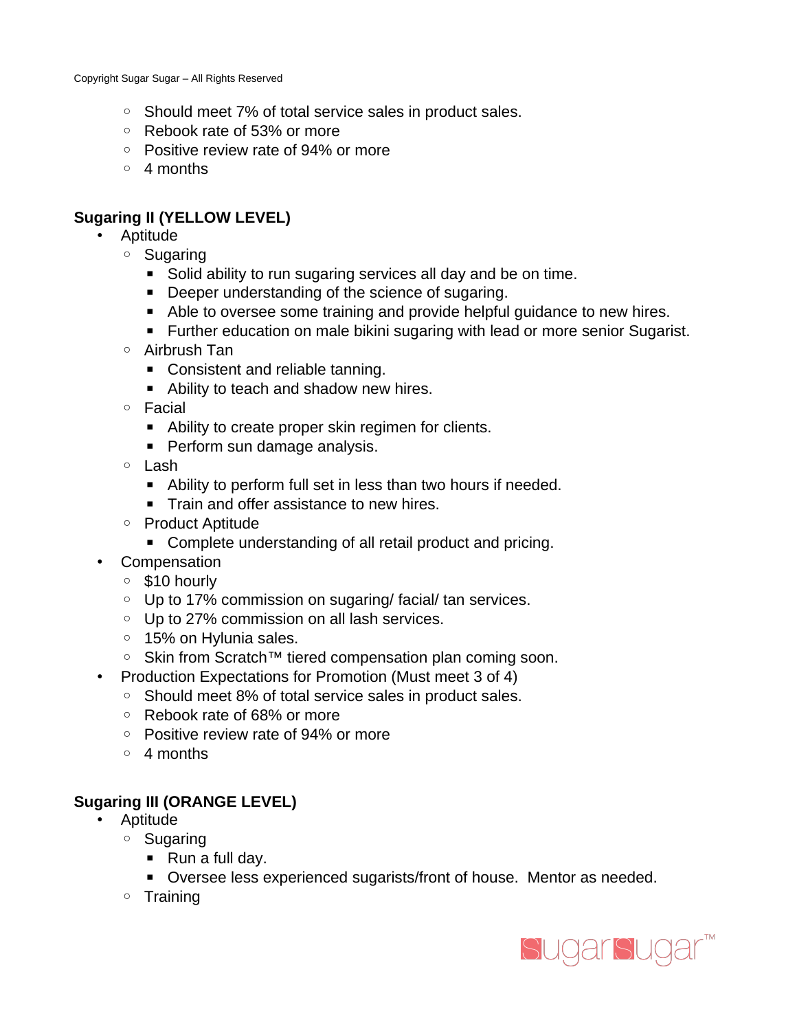- Should meet 7% of total service sales in product sales.
  - Rebook rate of 53% or more
  - Positive review rate of 94% or more
  - 4 months

**Sugaring II (YELLOW LEVEL)**

- Aptitude
  - Sugaring
    - Solid ability to run sugaring services all day and be on time.
    - Deeper understanding of the science of sugaring.
    - Able to oversee some training and provide helpful guidance to new hires.
    - Further education on male bikini sugaring with lead or more senior Sugarist.
  - Airbrush Tan
    - Consistent and reliable tanning.
    - Ability to teach and shadow new hires.
  - Facial
    - Ability to create proper skin regimen for clients.
    - Perform sun damage analysis.
  - Lash
    - Ability to perform full set in less than two hours if needed.
    - Train and offer assistance to new hires.
  - Product Aptitude
    - Complete understanding of all retail product and pricing.
- Compensation
  - $10 hourly
  - Up to 17% commission on sugaring/ facial/ tan services.
  - Up to 27% commission on all lash services.
  - 15% on Hylunia sales.
  - Skin from Scratch™ tiered compensation plan coming soon.
- Production Expectations for Promotion (Must meet 3 of 4)
  - Should meet 8% of total service sales in product sales.
  - Rebook rate of 68% or more
  - Positive review rate of 94% or more
  - 4 months

**Sugaring III (ORANGE LEVEL)**

- Aptitude
  - Sugaring
    - Run a full day.
    - Oversee less experienced sugarists/front of house. Mentor as needed.
  - Training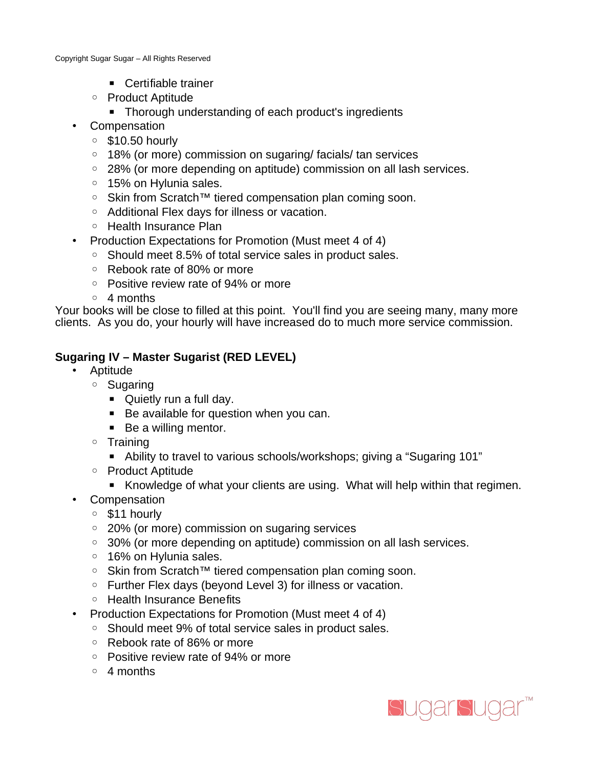- Certifiable trainer
    - Product Aptitude
        - Thorough understanding of each product's ingredients
- Compensation
    - $10.50 hourly
    - 18% (or more) commission on sugaring/ facials/ tan services
    - 28% (or more depending on aptitude) commission on all lash services.
    - 15% on Hylunia sales.
    - Skin from Scratch™ tiered compensation plan coming soon.
    - Additional Flex days for illness or vacation.
    - Health Insurance Plan
- Production Expectations for Promotion (Must meet 4 of 4)
    - Should meet 8.5% of total service sales in product sales.
    - Rebook rate of 80% or more
    - Positive review rate of 94% or more
    - 4 months

Your books will be close to filled at this point. You'll find you are seeing many, many more clients. As you do, your hourly will have increased do to much more service commission.

**Sugaring IV – Master Sugarist (RED LEVEL)**

- Aptitude
    - Sugaring
        - Quietly run a full day.
        - Be available for question when you can.
        - Be a willing mentor.
    - Training
        - Ability to travel to various schools/workshops; giving a "Sugaring 101"
    - Product Aptitude
        - Knowledge of what your clients are using. What will help within that regimen.
- Compensation
    - $11 hourly
    - 20% (or more) commission on sugaring services
    - 30% (or more depending on aptitude) commission on all lash services.
    - 16% on Hylunia sales.
    - Skin from Scratch™ tiered compensation plan coming soon.
    - Further Flex days (beyond Level 3) for illness or vacation.
    - Health Insurance Benefits
- Production Expectations for Promotion (Must meet 4 of 4)
    - Should meet 9% of total service sales in product sales.
    - Rebook rate of 86% or more
    - Positive review rate of 94% or more
    - 4 months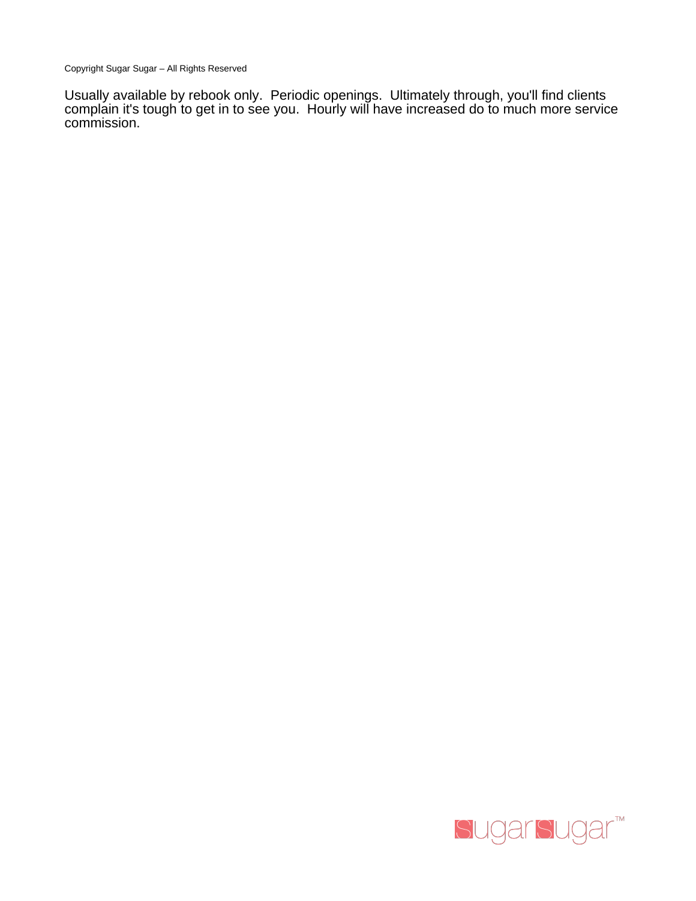Usually available by rebook only. Periodic openings. Ultimately through, you'll find clients complain it's tough to get in to see you. Hourly will have increased do to much more service commission.